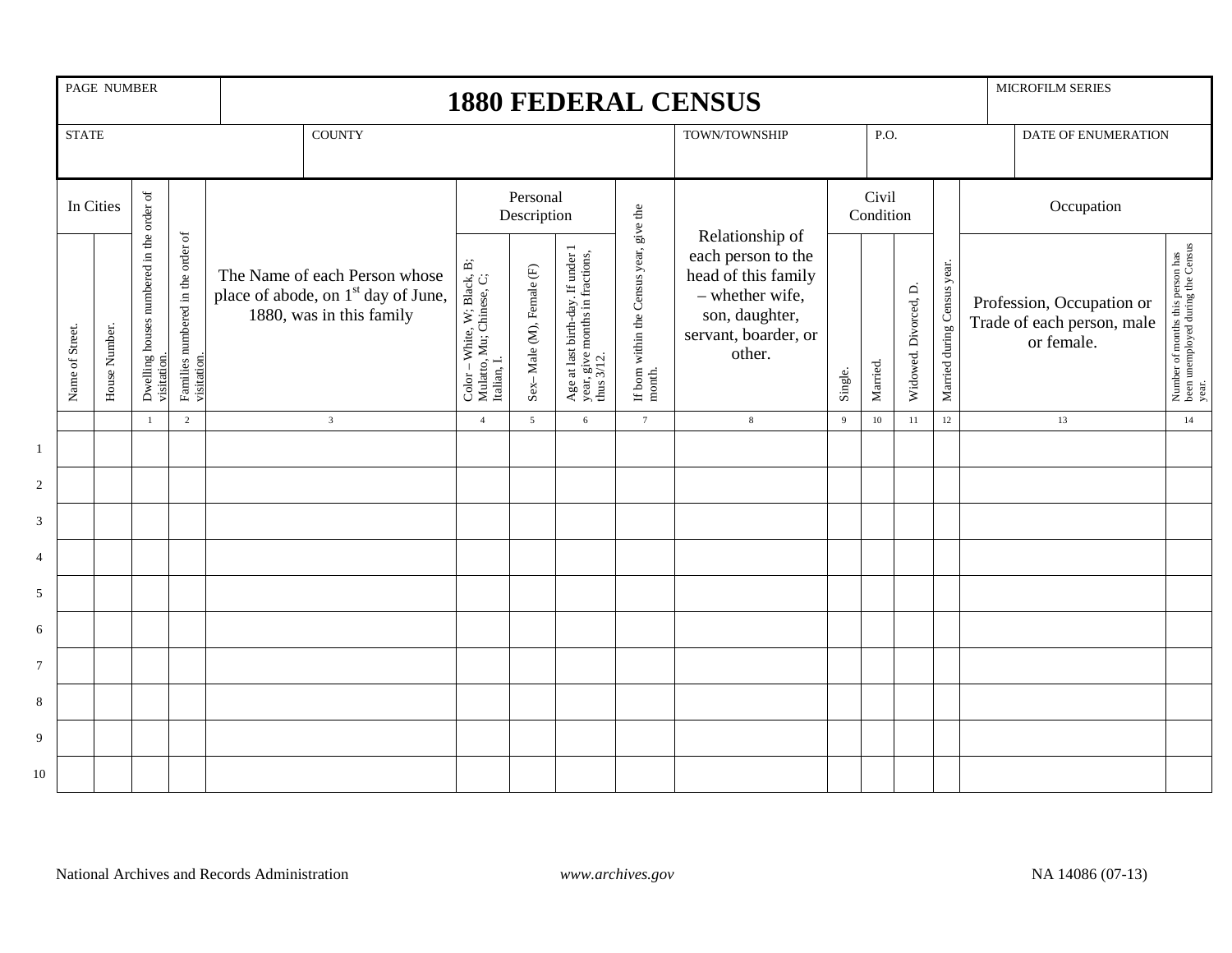| PAGE NUMBER | 1880 FEDERAL CENSUS | MICROFILM SERIES |
|---|---|---|

| STATE | COUNTY | TOWN/TOWNSHIP | P.O. | DATE OF ENUMERATION |
|---|---|---|---|---|
| | | | | |

| | In Cities | | | | | Personal Description | | | | | Civil Condition | | | | Occupation | |
|---|---|---|---|---|---|---|---|---|---|---|---|---|---|---|---|---|
| | Name of Street. | House Number. | Dwelling houses numbered in the order of visitation. | Families numbered in the order of visitation. | The Name of each Person whose place of abode, on 1st day of June, 1880, was in this family | Color – White, W; Black, B; Mulatto, Mu; Chinese, C; Italian, I. | Sex– Male (M), Female (F) | Age at last birth-day. If under 1 year, give months in fractions, thus 3/12. | If born within the Census year, give the month. | Relationship of each person to the head of this family – whether wife, son, daughter, servant, boarder, or other. | Single. | Married. | Widowed. Divorced, D. | Married during Census year. | Profession, Occupation or Trade of each person, male or female. | Number of months this person has been unemployed during the Census year. |
| | | | 1 | 2 | 3 | 4 | 5 | 6 | 7 | 8 | 9 | 10 | 11 | 12 | 13 | 14 |
| 1 | | | | | | | | | | | | | | | | |
| 2 | | | | | | | | | | | | | | | | |
| 3 | | | | | | | | | | | | | | | | |
| 4 | | | | | | | | | | | | | | | | |
| 5 | | | | | | | | | | | | | | | | |
| 6 | | | | | | | | | | | | | | | | |
| 7 | | | | | | | | | | | | | | | | |
| 8 | | | | | | | | | | | | | | | | |
| 9 | | | | | | | | | | | | | | | | |
| 10 | | | | | | | | | | | | | | | | |

National Archives and Records Administration *www.archives.gov* NA 14086 (07-13)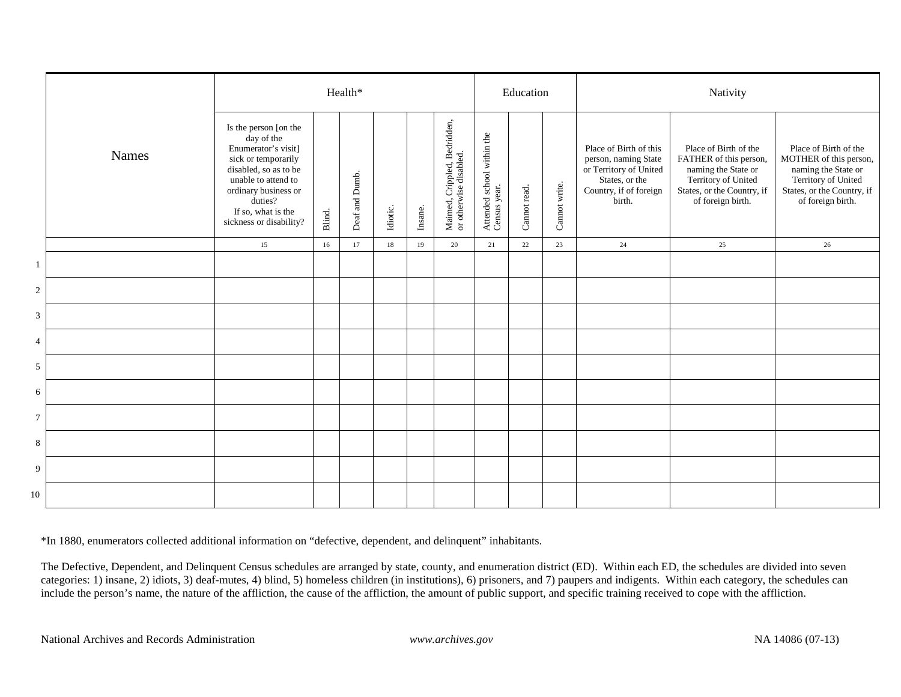| | Names | Health* | | | | | | Education | | | Nativity | | |
|---|---|---|---|---|---|---|---|---|---|---|---|---|---|
| | | Is the person [on the day of the Enumerator's visit] sick or temporarily disabled, so as to be unable to attend to ordinary business or duties? If so, what is the sickness or disability? | Blind. | Deaf and Dumb. | Idiotic. | Insane. | Maimed, Crippled, Bedridden, or otherwise disabled. | Attended school within the Census year. | Cannot read. | Cannot write. | Place of Birth of this person, naming State or Territory of United States, or the Country, if of foreign birth. | Place of Birth of the FATHER of this person, naming the State or Territory of United States, or the Country, if of foreign birth. | Place of Birth of the MOTHER of this person, naming the State or Territory of United States, or the Country, if of foreign birth. |
| | | 15 | 16 | 17 | 18 | 19 | 20 | 21 | 22 | 23 | 24 | 25 | 26 |
| 1 | | | | | | | | | | | | | |
| 2 | | | | | | | | | | | | | |
| 3 | | | | | | | | | | | | | |
| 4 | | | | | | | | | | | | | |
| 5 | | | | | | | | | | | | | |
| 6 | | | | | | | | | | | | | |
| 7 | | | | | | | | | | | | | |
| 8 | | | | | | | | | | | | | |
| 9 | | | | | | | | | | | | | |
| 10 | | | | | | | | | | | | | |

*In 1880, enumerators collected additional information on "defective, dependent, and delinquent" inhabitants.

The Defective, Dependent, and Delinquent Census schedules are arranged by state, county, and enumeration district (ED). Within each ED, the schedules are divided into seven categories: 1) insane, 2) idiots, 3) deaf-mutes, 4) blind, 5) homeless children (in institutions), 6) prisoners, and 7) paupers and indigents. Within each category, the schedules can include the person's name, the nature of the affliction, the cause of the affliction, the amount of public support, and specific training received to cope with the affliction.

National Archives and Records Administration *www.archives.gov* NA 14086 (07-13)